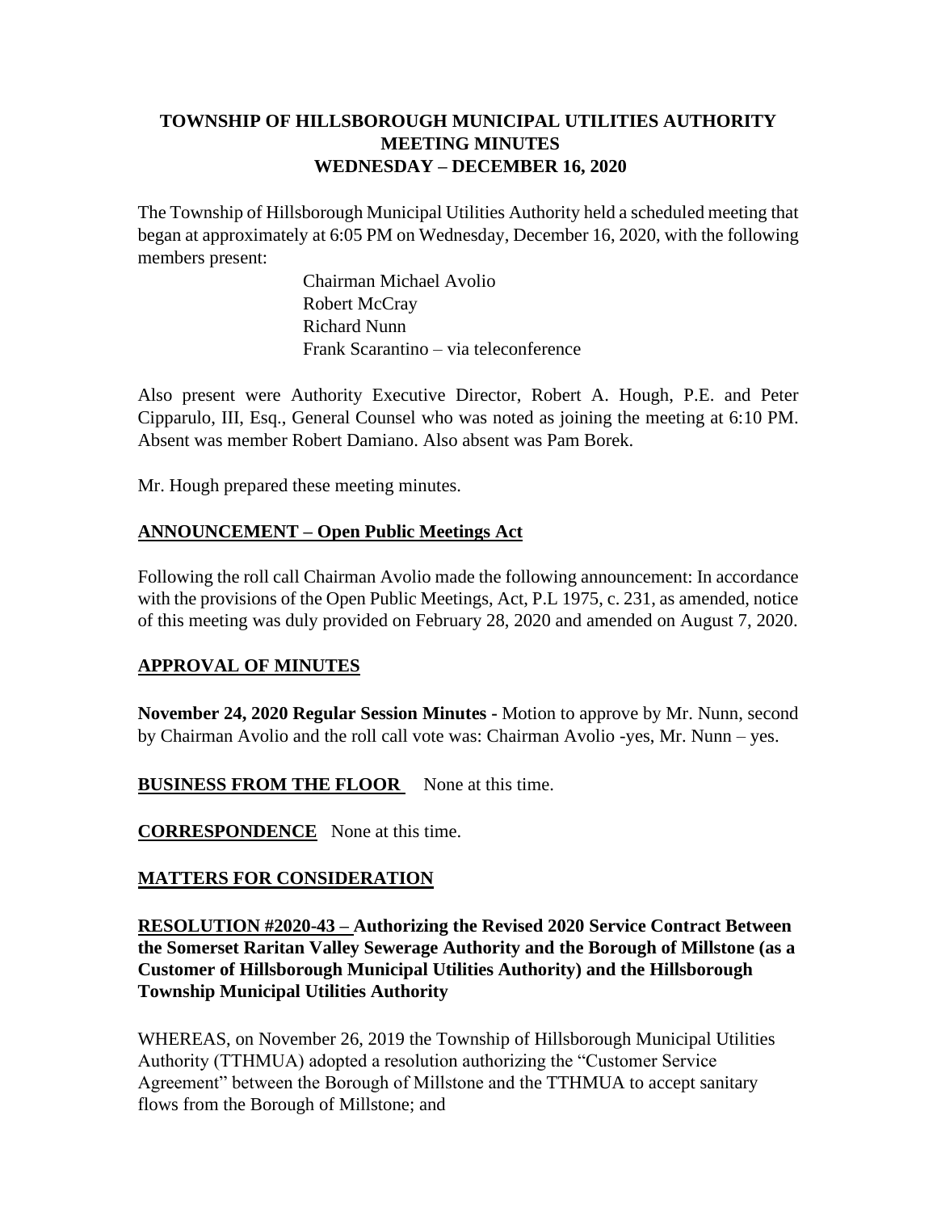# TOWNSHIP OF HILLSBOROUGH MUNICIPAL UTILITIES AUTHORITY MEETING MINUTES WEDNESDAY – DECEMBER 16, 2020

The Township of Hillsborough Municipal Utilities Authority held a scheduled meeting that began at approximately at 6:05 PM on Wednesday, December 16, 2020, with the following members present:

Chairman Michael Avolio
Robert McCray
Richard Nunn
Frank Scarantino – via teleconference

Also present were Authority Executive Director, Robert A. Hough, P.E. and Peter Cipparulo, III, Esq., General Counsel who was noted as joining the meeting at 6:10 PM. Absent was member Robert Damiano. Also absent was Pam Borek.

Mr. Hough prepared these meeting minutes.

## ANNOUNCEMENT – Open Public Meetings Act

Following the roll call Chairman Avolio made the following announcement: In accordance with the provisions of the Open Public Meetings, Act, P.L 1975, c. 231, as amended, notice of this meeting was duly provided on February 28, 2020 and amended on August 7, 2020.

## APPROVAL OF MINUTES

**November 24, 2020 Regular Session Minutes -** Motion to approve by Mr. Nunn, second by Chairman Avolio and the roll call vote was: Chairman Avolio -yes, Mr. Nunn – yes.

**BUSINESS FROM THE FLOOR** None at this time.

**CORRESPONDENCE** None at this time.

## MATTERS FOR CONSIDERATION

**RESOLUTION #2020-43 – Authorizing the Revised 2020 Service Contract Between the Somerset Raritan Valley Sewerage Authority and the Borough of Millstone (as a Customer of Hillsborough Municipal Utilities Authority) and the Hillsborough Township Municipal Utilities Authority**

WHEREAS, on November 26, 2019 the Township of Hillsborough Municipal Utilities Authority (TTHMUA) adopted a resolution authorizing the "Customer Service Agreement" between the Borough of Millstone and the TTHMUA to accept sanitary flows from the Borough of Millstone; and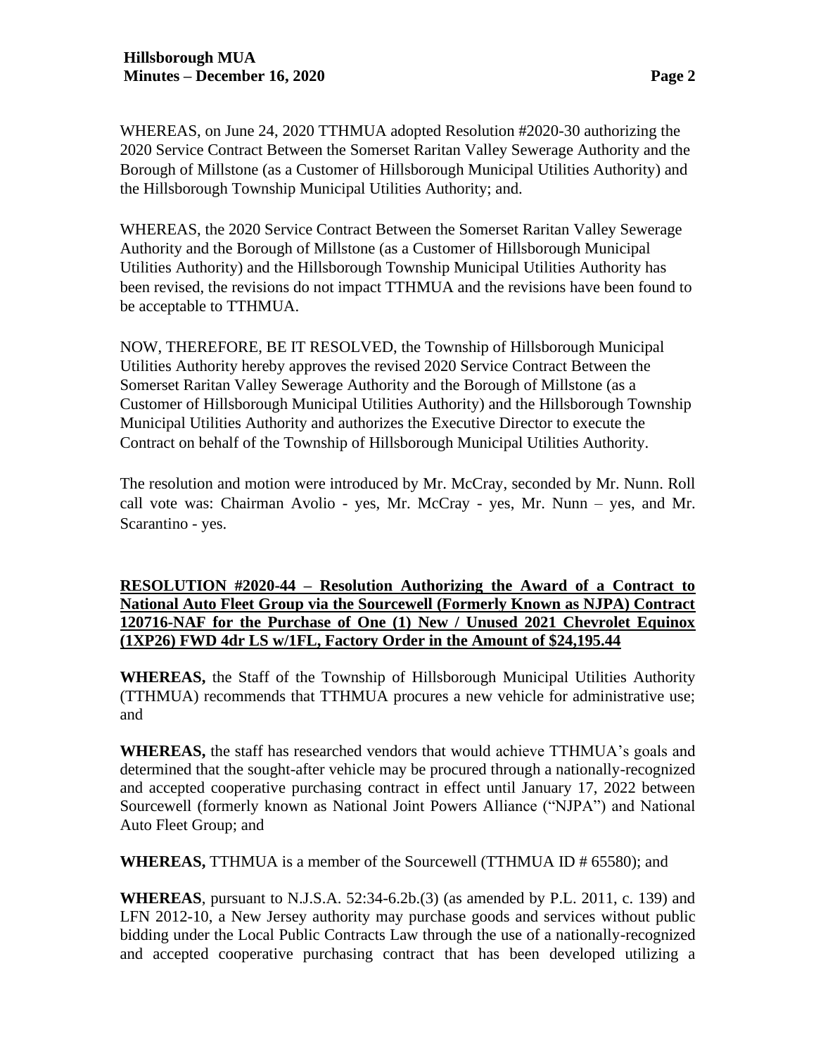WHEREAS, on June 24, 2020 TTHMUA adopted Resolution #2020-30 authorizing the 2020 Service Contract Between the Somerset Raritan Valley Sewerage Authority and the Borough of Millstone (as a Customer of Hillsborough Municipal Utilities Authority) and the Hillsborough Township Municipal Utilities Authority; and.

WHEREAS, the 2020 Service Contract Between the Somerset Raritan Valley Sewerage Authority and the Borough of Millstone (as a Customer of Hillsborough Municipal Utilities Authority) and the Hillsborough Township Municipal Utilities Authority has been revised, the revisions do not impact TTHMUA and the revisions have been found to be acceptable to TTHMUA.

NOW, THEREFORE, BE IT RESOLVED, the Township of Hillsborough Municipal Utilities Authority hereby approves the revised 2020 Service Contract Between the Somerset Raritan Valley Sewerage Authority and the Borough of Millstone (as a Customer of Hillsborough Municipal Utilities Authority) and the Hillsborough Township Municipal Utilities Authority and authorizes the Executive Director to execute the Contract on behalf of the Township of Hillsborough Municipal Utilities Authority.

The resolution and motion were introduced by Mr. McCray, seconded by Mr. Nunn. Roll call vote was: Chairman Avolio - yes, Mr. McCray - yes, Mr. Nunn – yes, and Mr. Scarantino - yes.

**RESOLUTION #2020-44 – Resolution Authorizing the Award of a Contract to National Auto Fleet Group via the Sourcewell (Formerly Known as NJPA) Contract 120716-NAF for the Purchase of One (1) New / Unused 2021 Chevrolet Equinox (1XP26) FWD 4dr LS w/1FL, Factory Order in the Amount of $24,195.44**

**WHEREAS,** the Staff of the Township of Hillsborough Municipal Utilities Authority (TTHMUA) recommends that TTHMUA procures a new vehicle for administrative use; and

**WHEREAS,** the staff has researched vendors that would achieve TTHMUA's goals and determined that the sought-after vehicle may be procured through a nationally-recognized and accepted cooperative purchasing contract in effect until January 17, 2022 between Sourcewell (formerly known as National Joint Powers Alliance ("NJPA") and National Auto Fleet Group; and

**WHEREAS,** TTHMUA is a member of the Sourcewell (TTHMUA ID # 65580); and

**WHEREAS**, pursuant to N.J.S.A. 52:34-6.2b.(3) (as amended by P.L. 2011, c. 139) and LFN 2012-10, a New Jersey authority may purchase goods and services without public bidding under the Local Public Contracts Law through the use of a nationally-recognized and accepted cooperative purchasing contract that has been developed utilizing a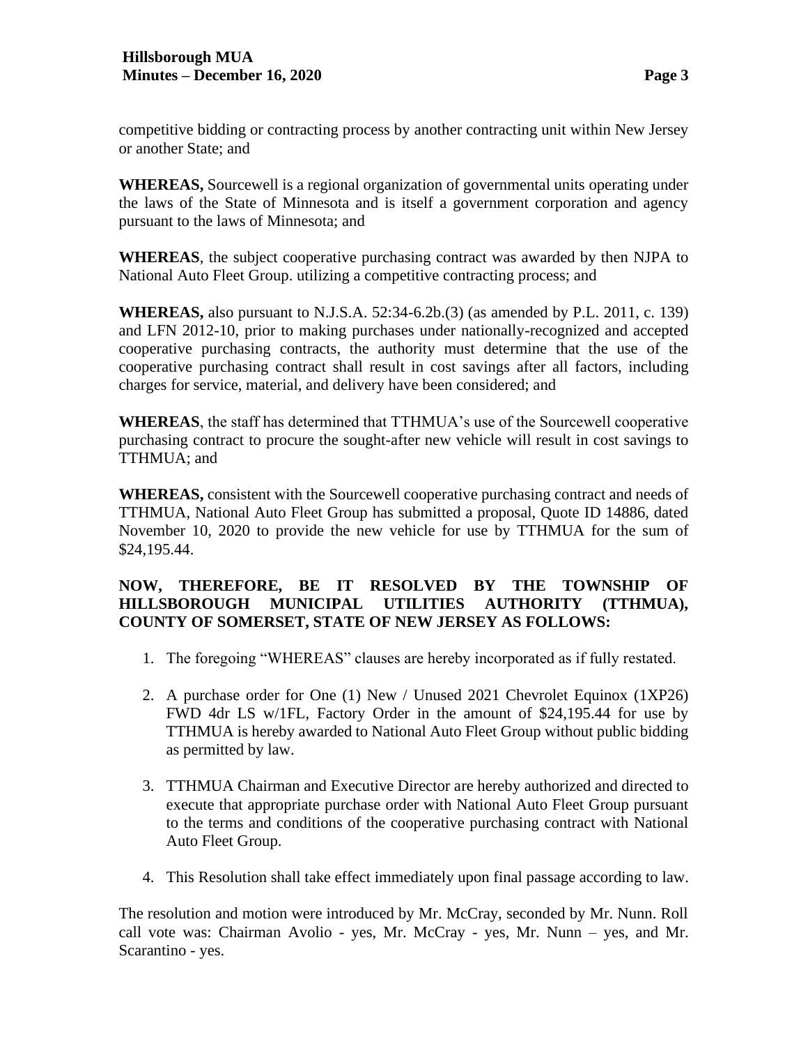competitive bidding or contracting process by another contracting unit within New Jersey or another State; and

**WHEREAS,** Sourcewell is a regional organization of governmental units operating under the laws of the State of Minnesota and is itself a government corporation and agency pursuant to the laws of Minnesota; and

**WHEREAS**, the subject cooperative purchasing contract was awarded by then NJPA to National Auto Fleet Group. utilizing a competitive contracting process; and

**WHEREAS,** also pursuant to N.J.S.A. 52:34-6.2b.(3) (as amended by P.L. 2011, c. 139) and LFN 2012-10, prior to making purchases under nationally-recognized and accepted cooperative purchasing contracts, the authority must determine that the use of the cooperative purchasing contract shall result in cost savings after all factors, including charges for service, material, and delivery have been considered; and

**WHEREAS**, the staff has determined that TTHMUA's use of the Sourcewell cooperative purchasing contract to procure the sought-after new vehicle will result in cost savings to TTHMUA; and

**WHEREAS,** consistent with the Sourcewell cooperative purchasing contract and needs of TTHMUA, National Auto Fleet Group has submitted a proposal, Quote ID 14886, dated November 10, 2020 to provide the new vehicle for use by TTHMUA for the sum of $24,195.44.

**NOW, THEREFORE, BE IT RESOLVED BY THE TOWNSHIP OF HILLSBOROUGH MUNICIPAL UTILITIES AUTHORITY (TTHMUA), COUNTY OF SOMERSET, STATE OF NEW JERSEY AS FOLLOWS:**

1. The foregoing "WHEREAS" clauses are hereby incorporated as if fully restated.
2. A purchase order for One (1) New / Unused 2021 Chevrolet Equinox (1XP26) FWD 4dr LS w/1FL, Factory Order in the amount of $24,195.44 for use by TTHMUA is hereby awarded to National Auto Fleet Group without public bidding as permitted by law.
3. TTHMUA Chairman and Executive Director are hereby authorized and directed to execute that appropriate purchase order with National Auto Fleet Group pursuant to the terms and conditions of the cooperative purchasing contract with National Auto Fleet Group.
4. This Resolution shall take effect immediately upon final passage according to law.

The resolution and motion were introduced by Mr. McCray, seconded by Mr. Nunn. Roll call vote was: Chairman Avolio - yes, Mr. McCray - yes, Mr. Nunn – yes, and Mr. Scarantino - yes.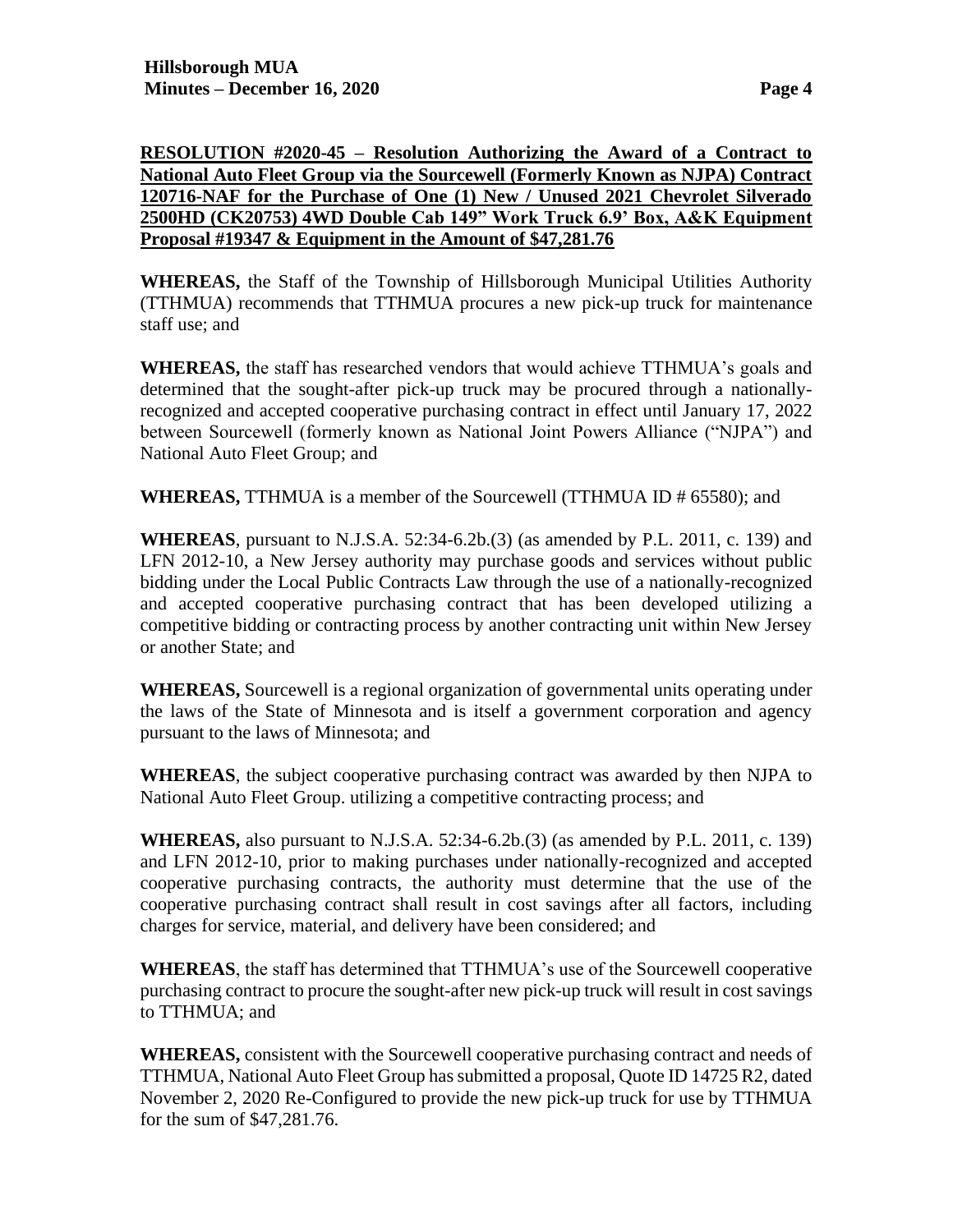**RESOLUTION #2020-45 – Resolution Authorizing the Award of a Contract to National Auto Fleet Group via the Sourcewell (Formerly Known as NJPA) Contract 120716-NAF for the Purchase of One (1) New / Unused 2021 Chevrolet Silverado 2500HD (CK20753) 4WD Double Cab 149" Work Truck 6.9' Box, A&K Equipment Proposal #19347 & Equipment in the Amount of $47,281.76**

**WHEREAS,** the Staff of the Township of Hillsborough Municipal Utilities Authority (TTHMUA) recommends that TTHMUA procures a new pick-up truck for maintenance staff use; and

**WHEREAS,** the staff has researched vendors that would achieve TTHMUA's goals and determined that the sought-after pick-up truck may be procured through a nationally-recognized and accepted cooperative purchasing contract in effect until January 17, 2022 between Sourcewell (formerly known as National Joint Powers Alliance ("NJPA") and National Auto Fleet Group; and

**WHEREAS,** TTHMUA is a member of the Sourcewell (TTHMUA ID # 65580); and

**WHEREAS**, pursuant to N.J.S.A. 52:34-6.2b.(3) (as amended by P.L. 2011, c. 139) and LFN 2012-10, a New Jersey authority may purchase goods and services without public bidding under the Local Public Contracts Law through the use of a nationally-recognized and accepted cooperative purchasing contract that has been developed utilizing a competitive bidding or contracting process by another contracting unit within New Jersey or another State; and

**WHEREAS,** Sourcewell is a regional organization of governmental units operating under the laws of the State of Minnesota and is itself a government corporation and agency pursuant to the laws of Minnesota; and

**WHEREAS**, the subject cooperative purchasing contract was awarded by then NJPA to National Auto Fleet Group. utilizing a competitive contracting process; and

**WHEREAS,** also pursuant to N.J.S.A. 52:34-6.2b.(3) (as amended by P.L. 2011, c. 139) and LFN 2012-10, prior to making purchases under nationally-recognized and accepted cooperative purchasing contracts, the authority must determine that the use of the cooperative purchasing contract shall result in cost savings after all factors, including charges for service, material, and delivery have been considered; and

**WHEREAS**, the staff has determined that TTHMUA's use of the Sourcewell cooperative purchasing contract to procure the sought-after new pick-up truck will result in cost savings to TTHMUA; and

**WHEREAS,** consistent with the Sourcewell cooperative purchasing contract and needs of TTHMUA, National Auto Fleet Group has submitted a proposal, Quote ID 14725 R2, dated November 2, 2020 Re-Configured to provide the new pick-up truck for use by TTHMUA for the sum of $47,281.76.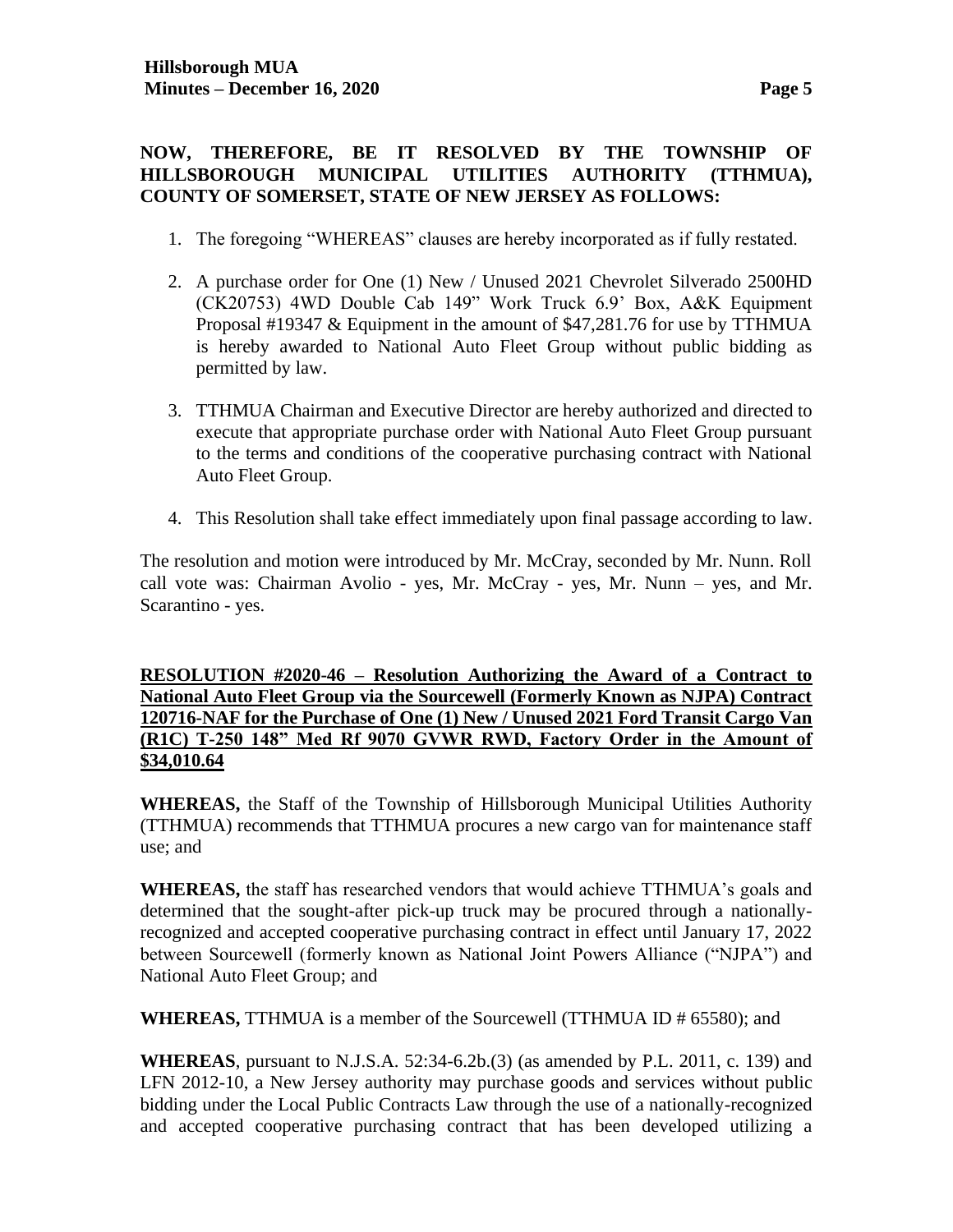**NOW, THEREFORE, BE IT RESOLVED BY THE TOWNSHIP OF HILLSBOROUGH MUNICIPAL UTILITIES AUTHORITY (TTHMUA), COUNTY OF SOMERSET, STATE OF NEW JERSEY AS FOLLOWS:**

1. The foregoing "WHEREAS" clauses are hereby incorporated as if fully restated.
2. A purchase order for One (1) New / Unused 2021 Chevrolet Silverado 2500HD (CK20753) 4WD Double Cab 149" Work Truck 6.9' Box, A&K Equipment Proposal #19347 & Equipment in the amount of $47,281.76 for use by TTHMUA is hereby awarded to National Auto Fleet Group without public bidding as permitted by law.
3. TTHMUA Chairman and Executive Director are hereby authorized and directed to execute that appropriate purchase order with National Auto Fleet Group pursuant to the terms and conditions of the cooperative purchasing contract with National Auto Fleet Group.
4. This Resolution shall take effect immediately upon final passage according to law.

The resolution and motion were introduced by Mr. McCray, seconded by Mr. Nunn. Roll call vote was: Chairman Avolio - yes, Mr. McCray - yes, Mr. Nunn – yes, and Mr. Scarantino - yes.

**RESOLUTION #2020-46 – Resolution Authorizing the Award of a Contract to National Auto Fleet Group via the Sourcewell (Formerly Known as NJPA) Contract 120716-NAF for the Purchase of One (1) New / Unused 2021 Ford Transit Cargo Van (R1C) T-250 148" Med Rf 9070 GVWR RWD, Factory Order in the Amount of $34,010.64**

**WHEREAS,** the Staff of the Township of Hillsborough Municipal Utilities Authority (TTHMUA) recommends that TTHMUA procures a new cargo van for maintenance staff use; and

**WHEREAS,** the staff has researched vendors that would achieve TTHMUA's goals and determined that the sought-after pick-up truck may be procured through a nationally-recognized and accepted cooperative purchasing contract in effect until January 17, 2022 between Sourcewell (formerly known as National Joint Powers Alliance ("NJPA") and National Auto Fleet Group; and

**WHEREAS,** TTHMUA is a member of the Sourcewell (TTHMUA ID # 65580); and

**WHEREAS**, pursuant to N.J.S.A. 52:34-6.2b.(3) (as amended by P.L. 2011, c. 139) and LFN 2012-10, a New Jersey authority may purchase goods and services without public bidding under the Local Public Contracts Law through the use of a nationally-recognized and accepted cooperative purchasing contract that has been developed utilizing a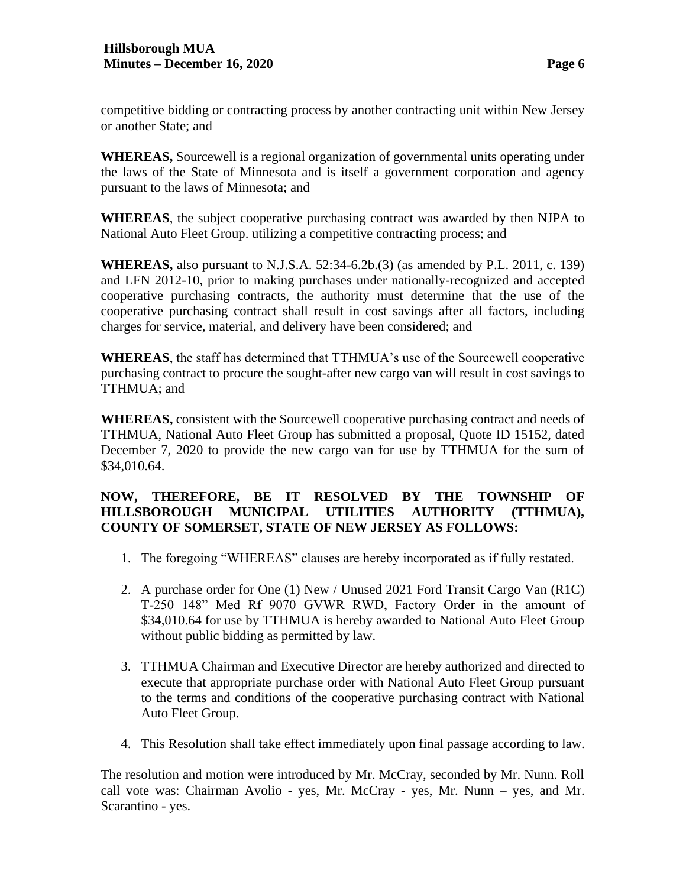competitive bidding or contracting process by another contracting unit within New Jersey or another State; and

**WHEREAS,** Sourcewell is a regional organization of governmental units operating under the laws of the State of Minnesota and is itself a government corporation and agency pursuant to the laws of Minnesota; and

**WHEREAS**, the subject cooperative purchasing contract was awarded by then NJPA to National Auto Fleet Group. utilizing a competitive contracting process; and

**WHEREAS,** also pursuant to N.J.S.A. 52:34-6.2b.(3) (as amended by P.L. 2011, c. 139) and LFN 2012-10, prior to making purchases under nationally-recognized and accepted cooperative purchasing contracts, the authority must determine that the use of the cooperative purchasing contract shall result in cost savings after all factors, including charges for service, material, and delivery have been considered; and

**WHEREAS**, the staff has determined that TTHMUA's use of the Sourcewell cooperative purchasing contract to procure the sought-after new cargo van will result in cost savings to TTHMUA; and

**WHEREAS,** consistent with the Sourcewell cooperative purchasing contract and needs of TTHMUA, National Auto Fleet Group has submitted a proposal, Quote ID 15152, dated December 7, 2020 to provide the new cargo van for use by TTHMUA for the sum of $34,010.64.

**NOW, THEREFORE, BE IT RESOLVED BY THE TOWNSHIP OF HILLSBOROUGH MUNICIPAL UTILITIES AUTHORITY (TTHMUA), COUNTY OF SOMERSET, STATE OF NEW JERSEY AS FOLLOWS:**

1. The foregoing "WHEREAS" clauses are hereby incorporated as if fully restated.
2. A purchase order for One (1) New / Unused 2021 Ford Transit Cargo Van (R1C) T-250 148" Med Rf 9070 GVWR RWD, Factory Order in the amount of $34,010.64 for use by TTHMUA is hereby awarded to National Auto Fleet Group without public bidding as permitted by law.
3. TTHMUA Chairman and Executive Director are hereby authorized and directed to execute that appropriate purchase order with National Auto Fleet Group pursuant to the terms and conditions of the cooperative purchasing contract with National Auto Fleet Group.
4. This Resolution shall take effect immediately upon final passage according to law.

The resolution and motion were introduced by Mr. McCray, seconded by Mr. Nunn. Roll call vote was: Chairman Avolio - yes, Mr. McCray - yes, Mr. Nunn – yes, and Mr. Scarantino - yes.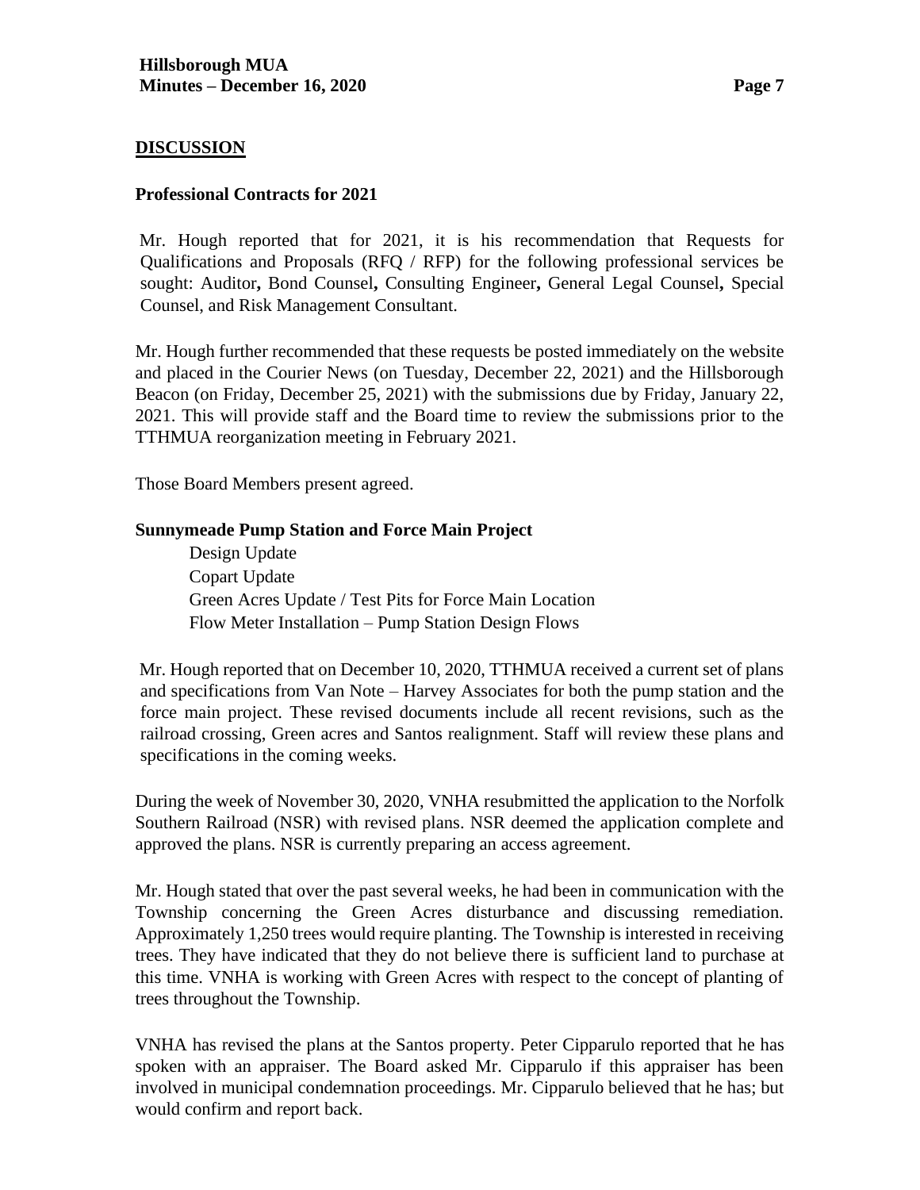## DISCUSSION

### Professional Contracts for 2021

Mr. Hough reported that for 2021, it is his recommendation that Requests for Qualifications and Proposals (RFQ / RFP) for the following professional services be sought: Auditor**,** Bond Counsel**,** Consulting Engineer**,** General Legal Counsel**,** Special Counsel, and Risk Management Consultant.

Mr. Hough further recommended that these requests be posted immediately on the website and placed in the Courier News (on Tuesday, December 22, 2021) and the Hillsborough Beacon (on Friday, December 25, 2021) with the submissions due by Friday, January 22, 2021. This will provide staff and the Board time to review the submissions prior to the TTHMUA reorganization meeting in February 2021.

Those Board Members present agreed.

### Sunnymeade Pump Station and Force Main Project

Design Update
Copart Update
Green Acres Update / Test Pits for Force Main Location
Flow Meter Installation – Pump Station Design Flows

Mr. Hough reported that on December 10, 2020, TTHMUA received a current set of plans and specifications from Van Note – Harvey Associates for both the pump station and the force main project. These revised documents include all recent revisions, such as the railroad crossing, Green acres and Santos realignment. Staff will review these plans and specifications in the coming weeks.

During the week of November 30, 2020, VNHA resubmitted the application to the Norfolk Southern Railroad (NSR) with revised plans. NSR deemed the application complete and approved the plans. NSR is currently preparing an access agreement.

Mr. Hough stated that over the past several weeks, he had been in communication with the Township concerning the Green Acres disturbance and discussing remediation. Approximately 1,250 trees would require planting. The Township is interested in receiving trees. They have indicated that they do not believe there is sufficient land to purchase at this time. VNHA is working with Green Acres with respect to the concept of planting of trees throughout the Township.

VNHA has revised the plans at the Santos property. Peter Cipparulo reported that he has spoken with an appraiser. The Board asked Mr. Cipparulo if this appraiser has been involved in municipal condemnation proceedings. Mr. Cipparulo believed that he has; but would confirm and report back.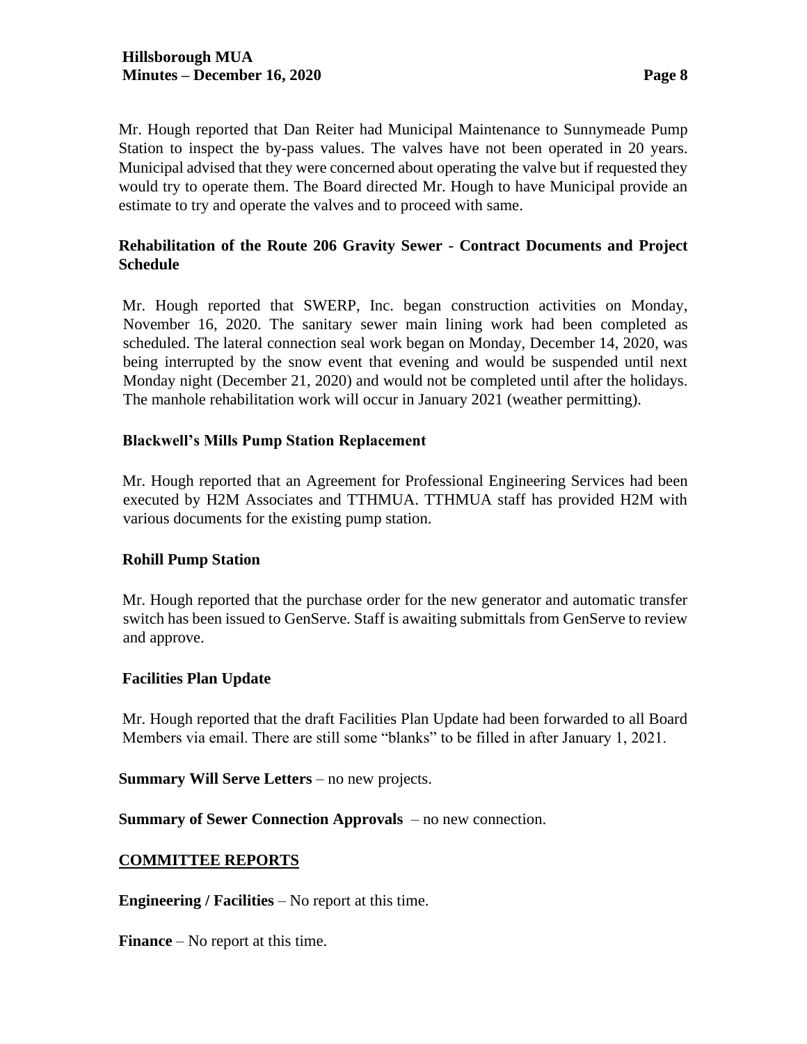Mr. Hough reported that Dan Reiter had Municipal Maintenance to Sunnymeade Pump Station to inspect the by-pass values. The valves have not been operated in 20 years. Municipal advised that they were concerned about operating the valve but if requested they would try to operate them. The Board directed Mr. Hough to have Municipal provide an estimate to try and operate the valves and to proceed with same.

**Rehabilitation of the Route 206 Gravity Sewer - Contract Documents and Project Schedule**

Mr. Hough reported that SWERP, Inc. began construction activities on Monday, November 16, 2020. The sanitary sewer main lining work had been completed as scheduled. The lateral connection seal work began on Monday, December 14, 2020, was being interrupted by the snow event that evening and would be suspended until next Monday night (December 21, 2020) and would not be completed until after the holidays. The manhole rehabilitation work will occur in January 2021 (weather permitting).

**Blackwell's Mills Pump Station Replacement**

Mr. Hough reported that an Agreement for Professional Engineering Services had been executed by H2M Associates and TTHMUA. TTHMUA staff has provided H2M with various documents for the existing pump station.

**Rohill Pump Station**

Mr. Hough reported that the purchase order for the new generator and automatic transfer switch has been issued to GenServe. Staff is awaiting submittals from GenServe to review and approve.

**Facilities Plan Update**

Mr. Hough reported that the draft Facilities Plan Update had been forwarded to all Board Members via email. There are still some "blanks" to be filled in after January 1, 2021.

**Summary Will Serve Letters** – no new projects.

**Summary of Sewer Connection Approvals** – no new connection.

**COMMITTEE REPORTS**

**Engineering / Facilities** – No report at this time.

**Finance** – No report at this time.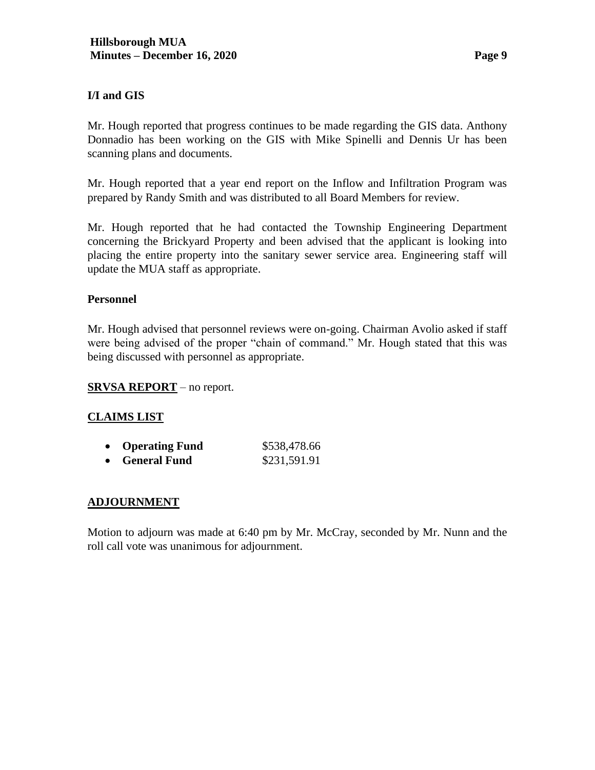### I/I and GIS

Mr. Hough reported that progress continues to be made regarding the GIS data. Anthony Donnadio has been working on the GIS with Mike Spinelli and Dennis Ur has been scanning plans and documents.

Mr. Hough reported that a year end report on the Inflow and Infiltration Program was prepared by Randy Smith and was distributed to all Board Members for review.

Mr. Hough reported that he had contacted the Township Engineering Department concerning the Brickyard Property and been advised that the applicant is looking into placing the entire property into the sanitary sewer service area. Engineering staff will update the MUA staff as appropriate.

### Personnel

Mr. Hough advised that personnel reviews were on-going. Chairman Avolio asked if staff were being advised of the proper "chain of command." Mr. Hough stated that this was being discussed with personnel as appropriate.

## SRVSA REPORT – no report.

## CLAIMS LIST

- **Operating Fund** $538,478.66
- **General Fund** $231,591.91

## ADJOURNMENT

Motion to adjourn was made at 6:40 pm by Mr. McCray, seconded by Mr. Nunn and the roll call vote was unanimous for adjournment.